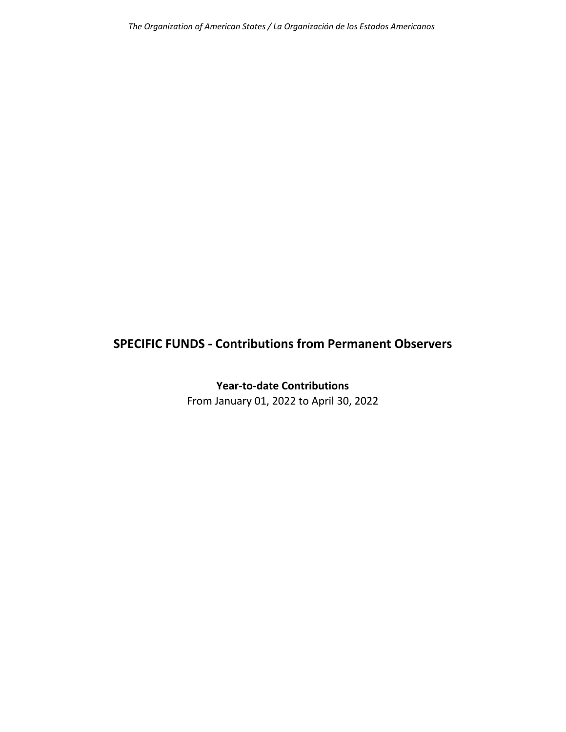# SPECIFIC FUNDS - Contributions from Permanent Observers

**Year-to-date Contributions**

From January 01, 2022 to April 30, 2022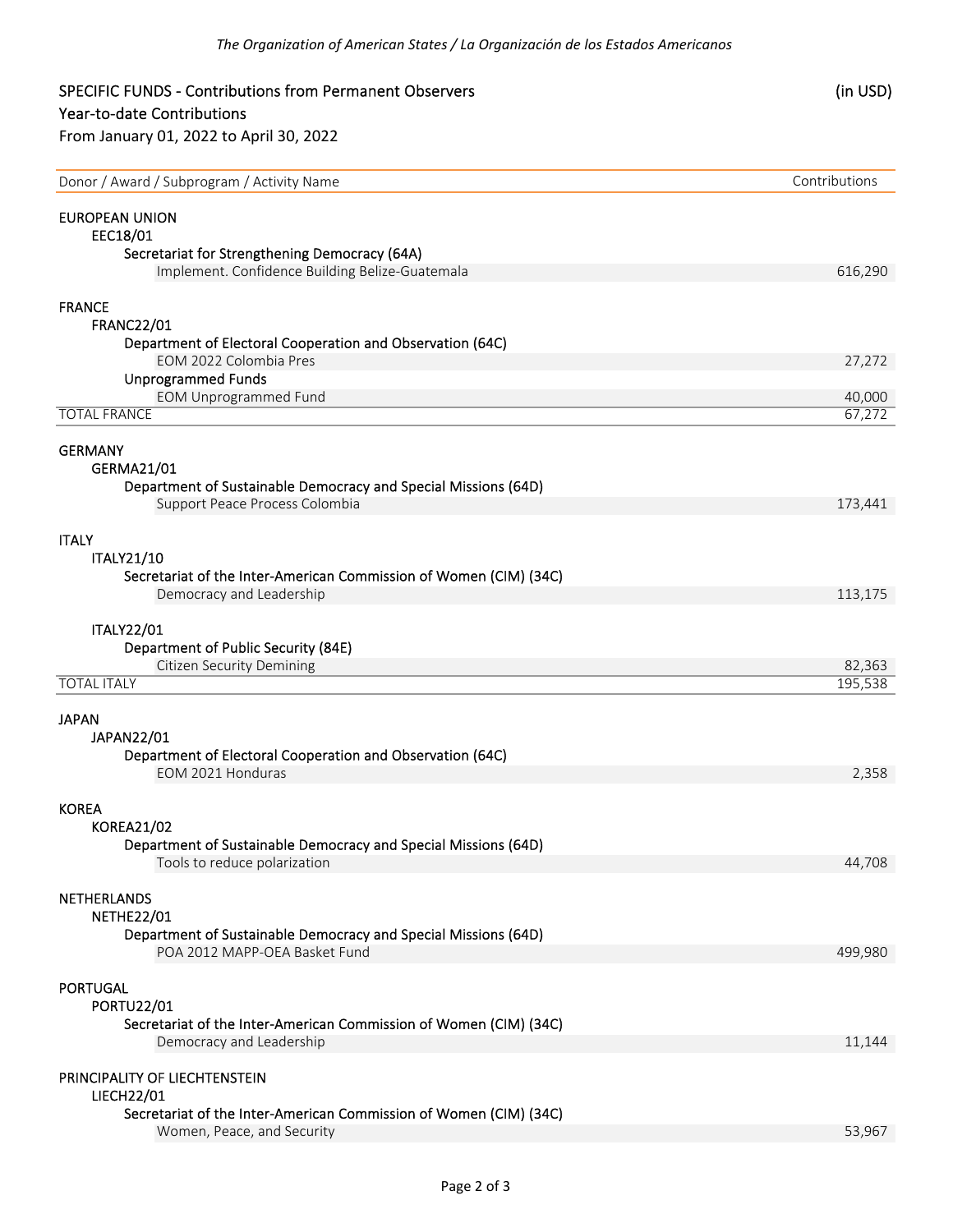## SPECIFIC FUNDS - Contributions from Permanent Observers

(in USD)

### Year-to-date Contributions

From January 01, 2022 to April 30, 2022

| Donor / Award / Subprogram / Activity Name | Contributions |
|---|---|
| **EUROPEAN UNION** | |
| EEC18/01 | |
| Secretariat for Strengthening Democracy (64A) | |
| Implement. Confidence Building Belize-Guatemala | 616,290 |
| **FRANCE** | |
| FRANC22/01 | |
| Department of Electoral Cooperation and Observation (64C) | |
| EOM 2022 Colombia Pres | 27,272 |
| Unprogrammed Funds | |
| EOM Unprogrammed Fund | 40,000 |
| TOTAL FRANCE | 67,272 |
| **GERMANY** | |
| GERMA21/01 | |
| Department of Sustainable Democracy and Special Missions (64D) | |
| Support Peace Process Colombia | 173,441 |
| **ITALY** | |
| ITALY21/10 | |
| Secretariat of the Inter-American Commission of Women (CIM) (34C) | |
| Democracy and Leadership | 113,175 |
| ITALY22/01 | |
| Department of Public Security (84E) | |
| Citizen Security Demining | 82,363 |
| TOTAL ITALY | 195,538 |
| **JAPAN** | |
| JAPAN22/01 | |
| Department of Electoral Cooperation and Observation (64C) | |
| EOM 2021 Honduras | 2,358 |
| **KOREA** | |
| KOREA21/02 | |
| Department of Sustainable Democracy and Special Missions (64D) | |
| Tools to reduce polarization | 44,708 |
| **NETHERLANDS** | |
| NETHE22/01 | |
| Department of Sustainable Democracy and Special Missions (64D) | |
| POA 2012 MAPP-OEA Basket Fund | 499,980 |
| **PORTUGAL** | |
| PORTU22/01 | |
| Secretariat of the Inter-American Commission of Women (CIM) (34C) | |
| Democracy and Leadership | 11,144 |
| **PRINCIPALITY OF LIECHTENSTEIN** | |
| LIECH22/01 | |
| Secretariat of the Inter-American Commission of Women (CIM) (34C) | |
| Women, Peace, and Security | 53,967 |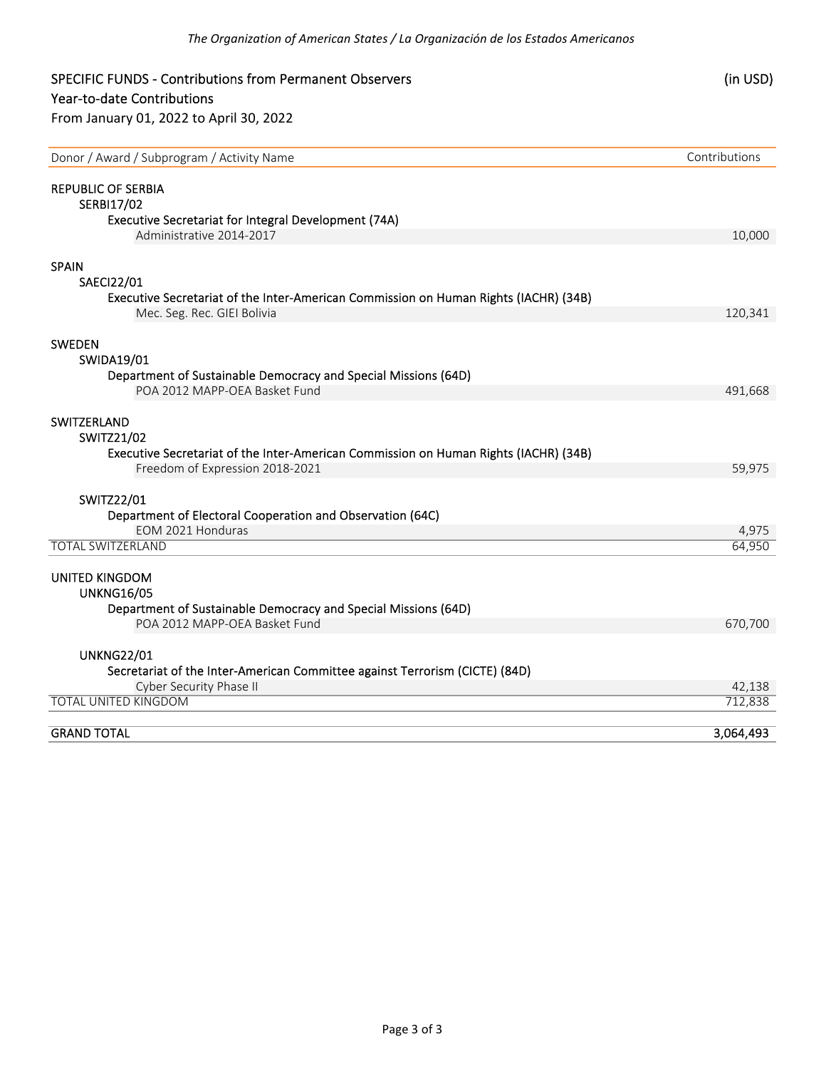SPECIFIC FUNDS - Contributions from Permanent Observers (in USD)

Year-to-date Contributions

From January 01, 2022 to April 30, 2022

| Donor / Award / Subprogram / Activity Name | Contributions |
|---|---|
| REPUBLIC OF SERBIA | |
| SERBI17/02 | |
| Executive Secretariat for Integral Development (74A) | |
| Administrative 2014-2017 | 10,000 |
| SPAIN | |
| SAECI22/01 | |
| Executive Secretariat of the Inter-American Commission on Human Rights (IACHR) (34B) | |
| Mec. Seg. Rec. GIEI Bolivia | 120,341 |
| SWEDEN | |
| SWIDA19/01 | |
| Department of Sustainable Democracy and Special Missions (64D) | |
| POA 2012 MAPP-OEA Basket Fund | 491,668 |
| SWITZERLAND | |
| SWITZ21/02 | |
| Executive Secretariat of the Inter-American Commission on Human Rights (IACHR) (34B) | |
| Freedom of Expression 2018-2021 | 59,975 |
| SWITZ22/01 | |
| Department of Electoral Cooperation and Observation (64C) | |
| EOM 2021 Honduras | 4,975 |
| TOTAL SWITZERLAND | 64,950 |
| UNITED KINGDOM | |
| UNKNG16/05 | |
| Department of Sustainable Democracy and Special Missions (64D) | |
| POA 2012 MAPP-OEA Basket Fund | 670,700 |
| UNKNG22/01 | |
| Secretariat of the Inter-American Committee against Terrorism (CICTE) (84D) | |
| Cyber Security Phase II | 42,138 |
| TOTAL UNITED KINGDOM | 712,838 |
| GRAND TOTAL | 3,064,493 |